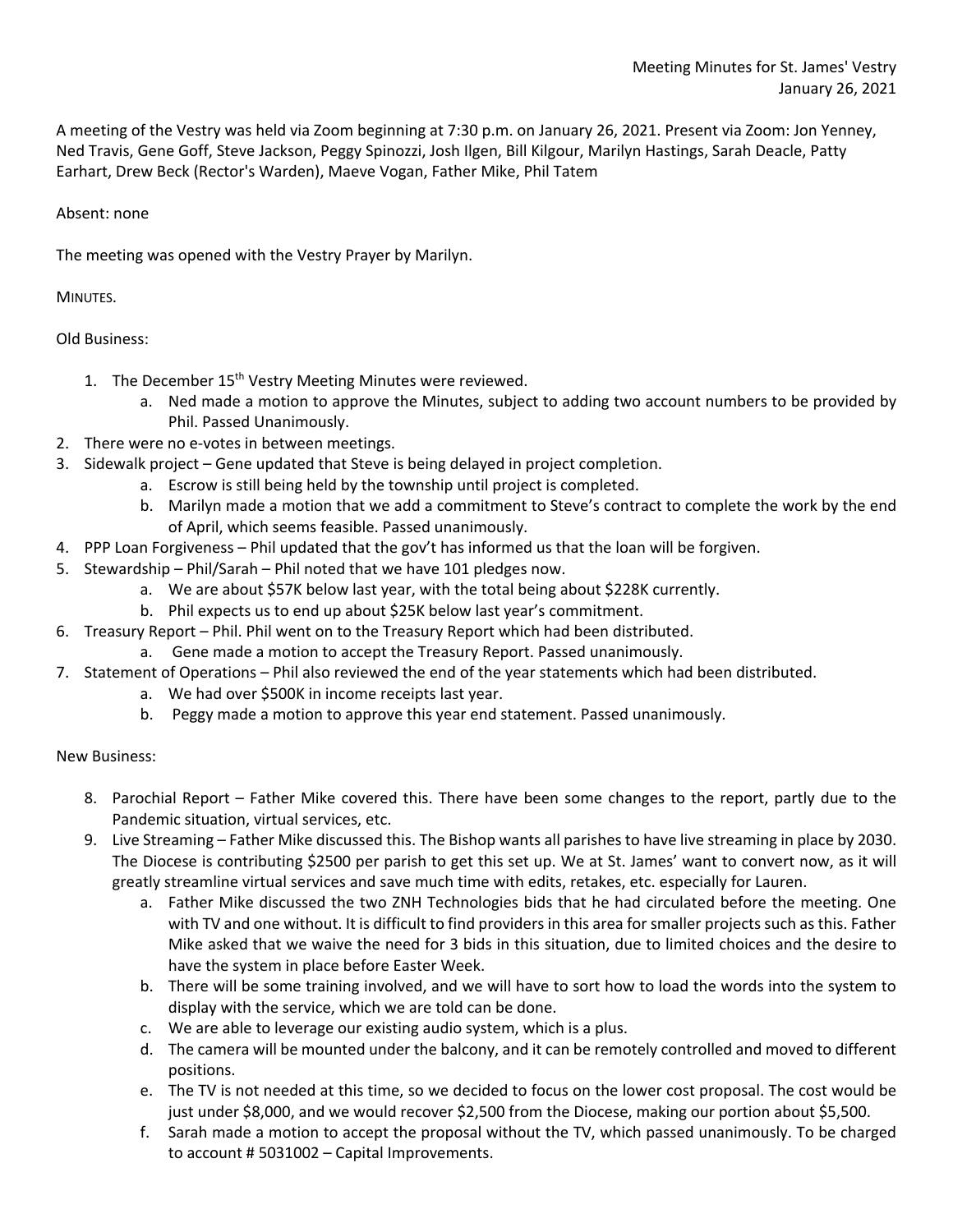Meeting Minutes for St. James' Vestry
January 26, 2021

A meeting of the Vestry was held via Zoom beginning at 7:30 p.m. on January 26, 2021. Present via Zoom: Jon Yenney, Ned Travis, Gene Goff, Steve Jackson, Peggy Spinozzi, Josh Ilgen, Bill Kilgour, Marilyn Hastings, Sarah Deacle, Patty Earhart, Drew Beck (Rector's Warden), Maeve Vogan, Father Mike, Phil Tatem

Absent: none

The meeting was opened with the Vestry Prayer by Marilyn.

MINUTES.

Old Business:

1. The December 15th Vestry Meeting Minutes were reviewed.
    a. Ned made a motion to approve the Minutes, subject to adding two account numbers to be provided by Phil. Passed Unanimously.
2. There were no e-votes in between meetings.
3. Sidewalk project – Gene updated that Steve is being delayed in project completion.
    a. Escrow is still being held by the township until project is completed.
    b. Marilyn made a motion that we add a commitment to Steve's contract to complete the work by the end of April, which seems feasible. Passed unanimously.
4. PPP Loan Forgiveness – Phil updated that the gov't has informed us that the loan will be forgiven.
5. Stewardship – Phil/Sarah – Phil noted that we have 101 pledges now.
    a. We are about $57K below last year, with the total being about $228K currently.
    b. Phil expects us to end up about $25K below last year's commitment.
6. Treasury Report – Phil. Phil went on to the Treasury Report which had been distributed.
    a. Gene made a motion to accept the Treasury Report. Passed unanimously.
7. Statement of Operations – Phil also reviewed the end of the year statements which had been distributed.
    a. We had over $500K in income receipts last year.
    b. Peggy made a motion to approve this year end statement. Passed unanimously.

New Business:

8. Parochial Report – Father Mike covered this. There have been some changes to the report, partly due to the Pandemic situation, virtual services, etc.
9. Live Streaming – Father Mike discussed this. The Bishop wants all parishes to have live streaming in place by 2030. The Diocese is contributing $2500 per parish to get this set up. We at St. James' want to convert now, as it will greatly streamline virtual services and save much time with edits, retakes, etc. especially for Lauren.
    a. Father Mike discussed the two ZNH Technologies bids that he had circulated before the meeting. One with TV and one without. It is difficult to find providers in this area for smaller projects such as this. Father Mike asked that we waive the need for 3 bids in this situation, due to limited choices and the desire to have the system in place before Easter Week.
    b. There will be some training involved, and we will have to sort how to load the words into the system to display with the service, which we are told can be done.
    c. We are able to leverage our existing audio system, which is a plus.
    d. The camera will be mounted under the balcony, and it can be remotely controlled and moved to different positions.
    e. The TV is not needed at this time, so we decided to focus on the lower cost proposal. The cost would be just under $8,000, and we would recover $2,500 from the Diocese, making our portion about $5,500.
    f. Sarah made a motion to accept the proposal without the TV, which passed unanimously. To be charged to account # 5031002 – Capital Improvements.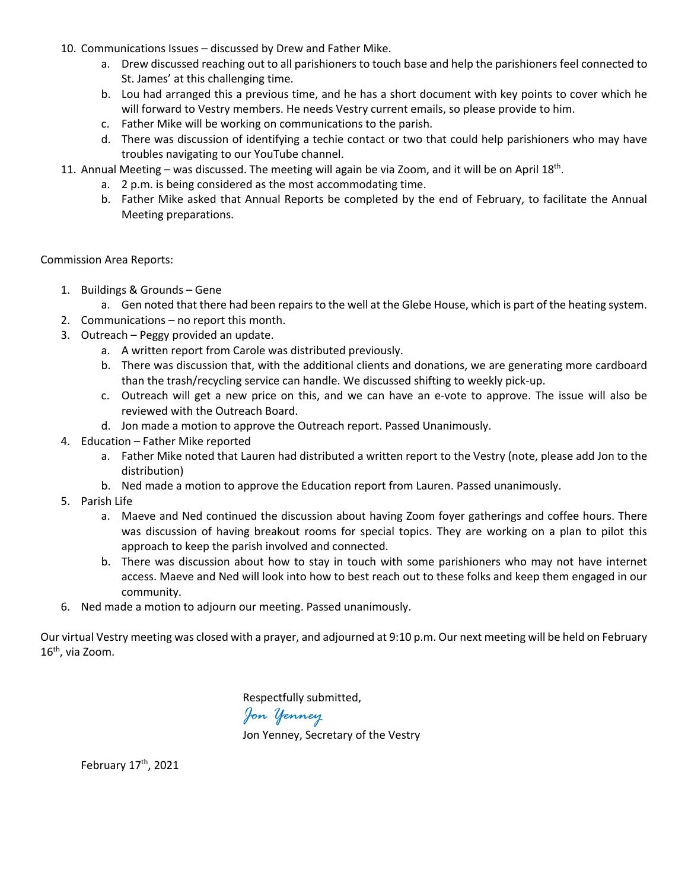10. Communications Issues – discussed by Drew and Father Mike.
    a. Drew discussed reaching out to all parishioners to touch base and help the parishioners feel connected to St. James' at this challenging time.
    b. Lou had arranged this a previous time, and he has a short document with key points to cover which he will forward to Vestry members. He needs Vestry current emails, so please provide to him.
    c. Father Mike will be working on communications to the parish.
    d. There was discussion of identifying a techie contact or two that could help parishioners who may have troubles navigating to our YouTube channel.
11. Annual Meeting – was discussed. The meeting will again be via Zoom, and it will be on April 18th.
    a. 2 p.m. is being considered as the most accommodating time.
    b. Father Mike asked that Annual Reports be completed by the end of February, to facilitate the Annual Meeting preparations.

Commission Area Reports:

1. Buildings & Grounds – Gene
   a. Gen noted that there had been repairs to the well at the Glebe House, which is part of the heating system.
2. Communications – no report this month.
3. Outreach – Peggy provided an update.
   a. A written report from Carole was distributed previously.
   b. There was discussion that, with the additional clients and donations, we are generating more cardboard than the trash/recycling service can handle. We discussed shifting to weekly pick-up.
   c. Outreach will get a new price on this, and we can have an e-vote to approve. The issue will also be reviewed with the Outreach Board.
   d. Jon made a motion to approve the Outreach report. Passed Unanimously.
4. Education – Father Mike reported
   a. Father Mike noted that Lauren had distributed a written report to the Vestry (note, please add Jon to the distribution)
   b. Ned made a motion to approve the Education report from Lauren. Passed unanimously.
5. Parish Life
   a. Maeve and Ned continued the discussion about having Zoom foyer gatherings and coffee hours. There was discussion of having breakout rooms for special topics. They are working on a plan to pilot this approach to keep the parish involved and connected.
   b. There was discussion about how to stay in touch with some parishioners who may not have internet access. Maeve and Ned will look into how to best reach out to these folks and keep them engaged in our community.
6. Ned made a motion to adjourn our meeting. Passed unanimously.

Our virtual Vestry meeting was closed with a prayer, and adjourned at 9:10 p.m. Our next meeting will be held on February 16th, via Zoom.

Respectfully submitted,

*Jon Yenney*

Jon Yenney, Secretary of the Vestry

February 17th, 2021